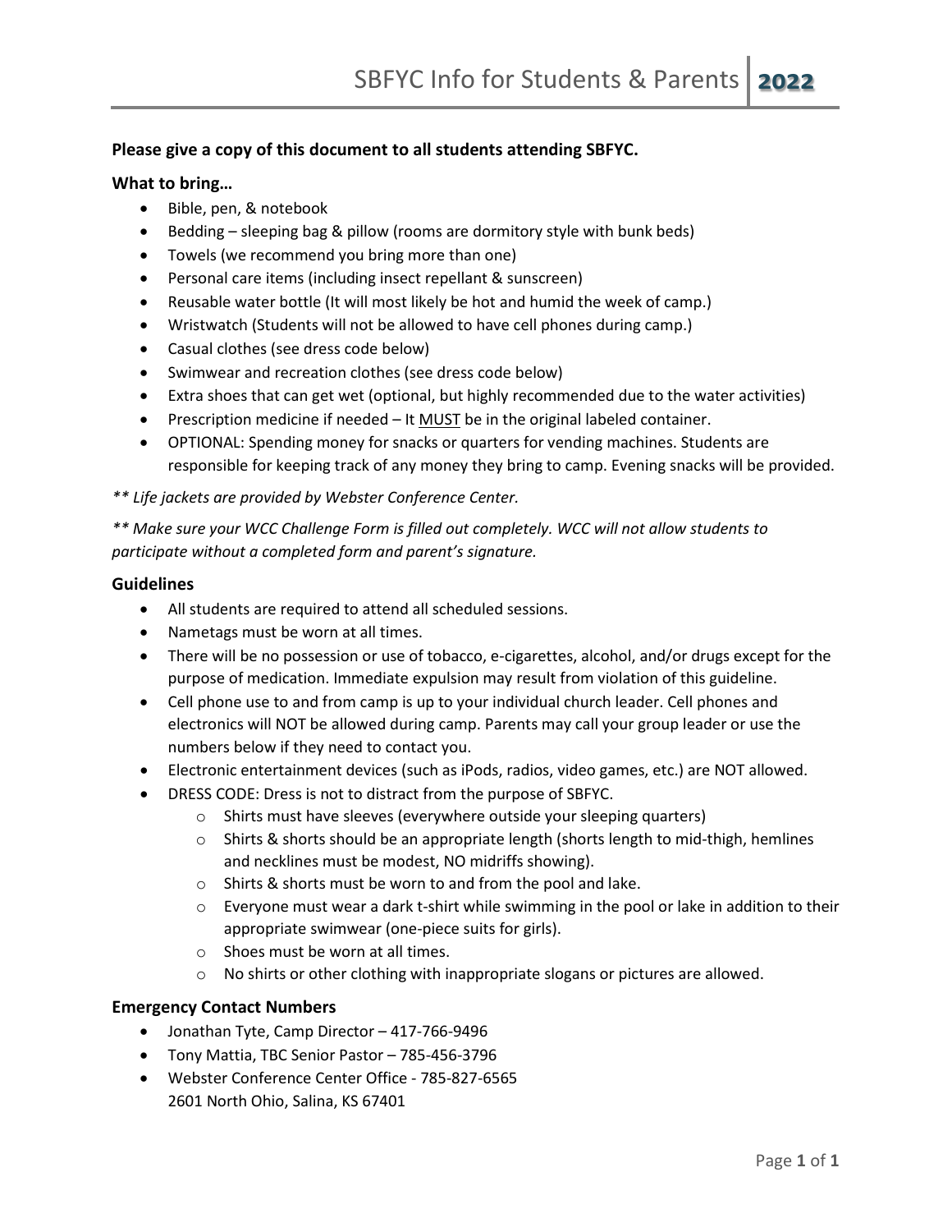**Please give a copy of this document to all students attending SBFYC.**

### What to bring…

- Bible, pen, & notebook
- Bedding – sleeping bag & pillow (rooms are dormitory style with bunk beds)
- Towels (we recommend you bring more than one)
- Personal care items (including insect repellant & sunscreen)
- Reusable water bottle (It will most likely be hot and humid the week of camp.)
- Wristwatch (Students will not be allowed to have cell phones during camp.)
- Casual clothes (see dress code below)
- Swimwear and recreation clothes (see dress code below)
- Extra shoes that can get wet (optional, but highly recommended due to the water activities)
- Prescription medicine if needed – It <u>MUST</u> be in the original labeled container.
- OPTIONAL: Spending money for snacks or quarters for vending machines. Students are responsible for keeping track of any money they bring to camp. Evening snacks will be provided.

*** Life jackets are provided by Webster Conference Center.*

*** Make sure your WCC Challenge Form is filled out completely. WCC will not allow students to participate without a completed form and parent's signature.*

### Guidelines

- All students are required to attend all scheduled sessions.
- Nametags must be worn at all times.
- There will be no possession or use of tobacco, e-cigarettes, alcohol, and/or drugs except for the purpose of medication. Immediate expulsion may result from violation of this guideline.
- Cell phone use to and from camp is up to your individual church leader. Cell phones and electronics will NOT be allowed during camp. Parents may call your group leader or use the numbers below if they need to contact you.
- Electronic entertainment devices (such as iPods, radios, video games, etc.) are NOT allowed.
- DRESS CODE: Dress is not to distract from the purpose of SBFYC.
  - Shirts must have sleeves (everywhere outside your sleeping quarters)
  - Shirts & shorts should be an appropriate length (shorts length to mid-thigh, hemlines and necklines must be modest, NO midriffs showing).
  - Shirts & shorts must be worn to and from the pool and lake.
  - Everyone must wear a dark t-shirt while swimming in the pool or lake in addition to their appropriate swimwear (one-piece suits for girls).
  - Shoes must be worn at all times.
  - No shirts or other clothing with inappropriate slogans or pictures are allowed.

### Emergency Contact Numbers

- Jonathan Tyte, Camp Director – 417-766-9496
- Tony Mattia, TBC Senior Pastor – 785-456-3796
- Webster Conference Center Office - 785-827-6565
  2601 North Ohio, Salina, KS 67401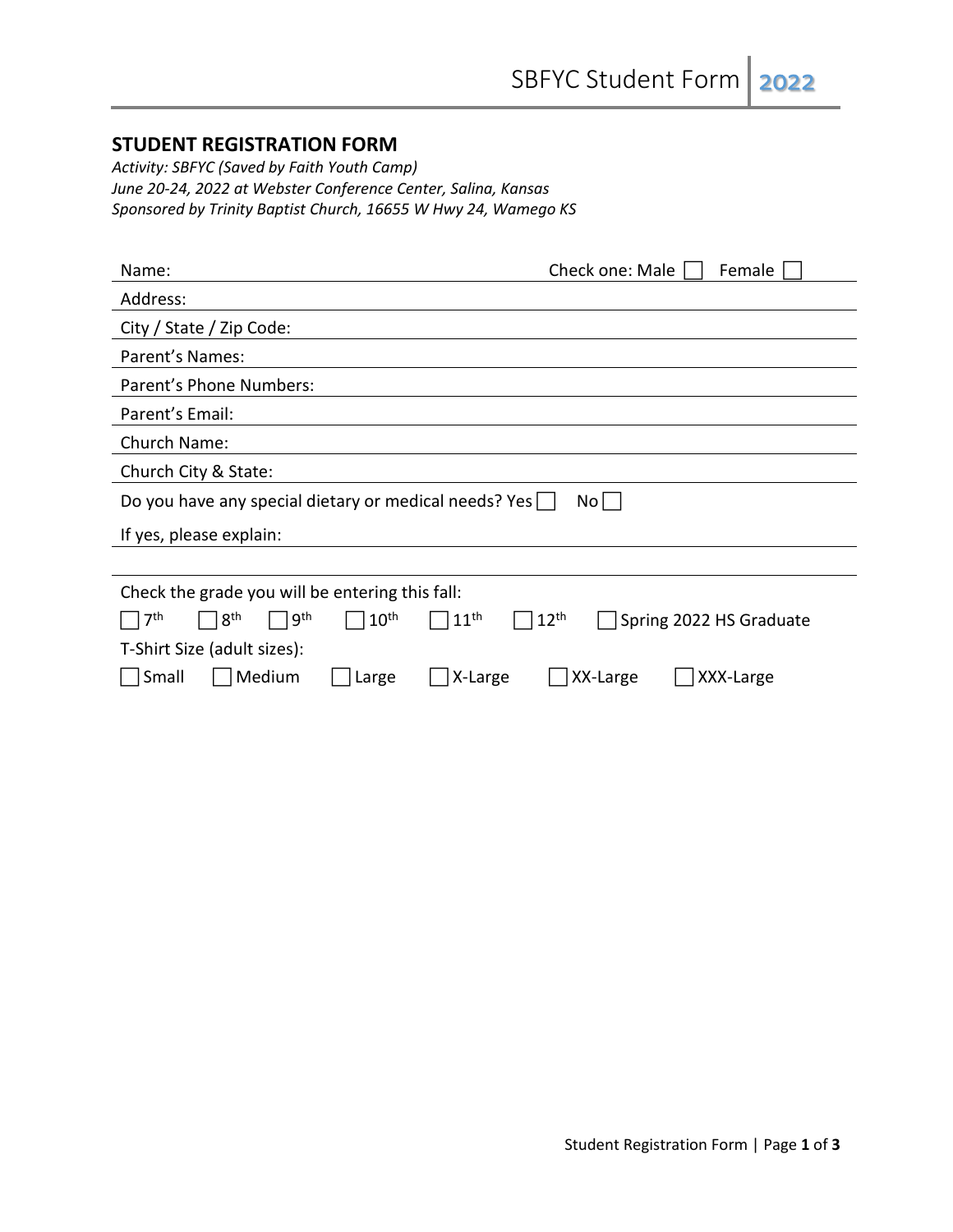## STUDENT REGISTRATION FORM

*Activity: SBFYC (Saved by Faith Youth Camp)*
*June 20-24, 2022 at Webster Conference Center, Salina, Kansas*
*Sponsored by Trinity Baptist Church, 16655 W Hwy 24, Wamego KS*

Name: ______________________ Check one: Male ☐ Female ☐

Address: ______________________

City / State / Zip Code: ______________________

Parent's Names: ______________________

Parent's Phone Numbers: ______________________

Parent's Email: ______________________

Church Name: ______________________

Church City & State: ______________________

Do you have any special dietary or medical needs? Yes ☐ No ☐

If yes, please explain: ______________________

______________________

Check the grade you will be entering this fall:

☐ 7th ☐ 8th ☐ 9th ☐ 10th ☐ 11th ☐ 12th ☐ Spring 2022 HS Graduate

T-Shirt Size (adult sizes):

☐ Small ☐ Medium ☐ Large ☐ X-Large ☐ XX-Large ☐ XXX-Large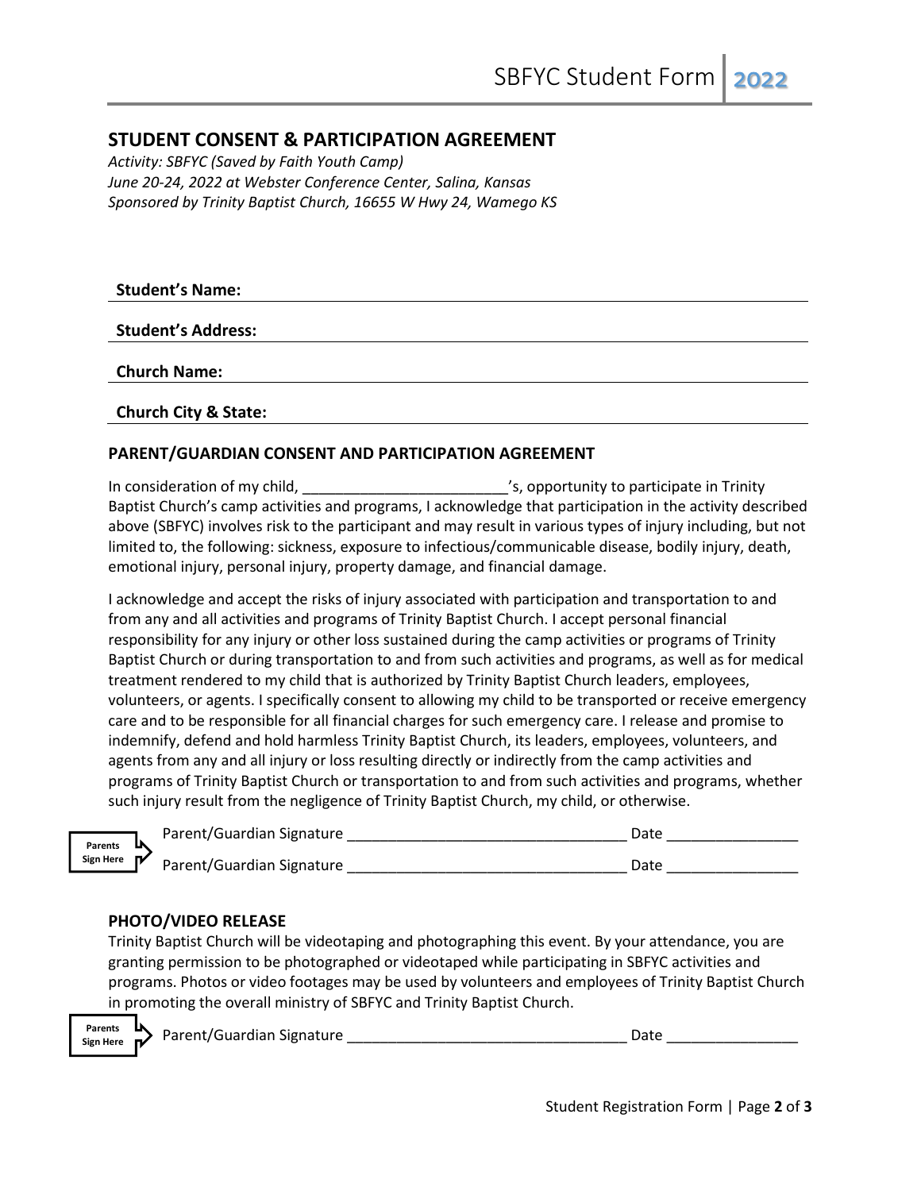## STUDENT CONSENT & PARTICIPATION AGREEMENT

*Activity: SBFYC (Saved by Faith Youth Camp)*
*June 20-24, 2022 at Webster Conference Center, Salina, Kansas*
*Sponsored by Trinity Baptist Church, 16655 W Hwy 24, Wamego KS*

**Student's Name:** ______________________________

**Student's Address:** ______________________________

**Church Name:** ______________________________

**Church City & State:** ______________________________

### PARENT/GUARDIAN CONSENT AND PARTICIPATION AGREEMENT

In consideration of my child, ________________________'s, opportunity to participate in Trinity Baptist Church's camp activities and programs, I acknowledge that participation in the activity described above (SBFYC) involves risk to the participant and may result in various types of injury including, but not limited to, the following: sickness, exposure to infectious/communicable disease, bodily injury, death, emotional injury, personal injury, property damage, and financial damage.

I acknowledge and accept the risks of injury associated with participation and transportation to and from any and all activities and programs of Trinity Baptist Church. I accept personal financial responsibility for any injury or other loss sustained during the camp activities or programs of Trinity Baptist Church or during transportation to and from such activities and programs, as well as for medical treatment rendered to my child that is authorized by Trinity Baptist Church leaders, employees, volunteers, or agents. I specifically consent to allowing my child to be transported or receive emergency care and to be responsible for all financial charges for such emergency care. I release and promise to indemnify, defend and hold harmless Trinity Baptist Church, its leaders, employees, volunteers, and agents from any and all injury or loss resulting directly or indirectly from the camp activities and programs of Trinity Baptist Church or transportation to and from such activities and programs, whether such injury result from the negligence of Trinity Baptist Church, my child, or otherwise.

**Parents Sign Here**

Parent/Guardian Signature _________________________________ Date ________________

Parent/Guardian Signature _________________________________ Date ________________

### PHOTO/VIDEO RELEASE

Trinity Baptist Church will be videotaping and photographing this event. By your attendance, you are granting permission to be photographed or videotaped while participating in SBFYC activities and programs. Photos or video footages may be used by volunteers and employees of Trinity Baptist Church in promoting the overall ministry of SBFYC and Trinity Baptist Church.

**Parents Sign Here**

Parent/Guardian Signature _________________________________ Date ________________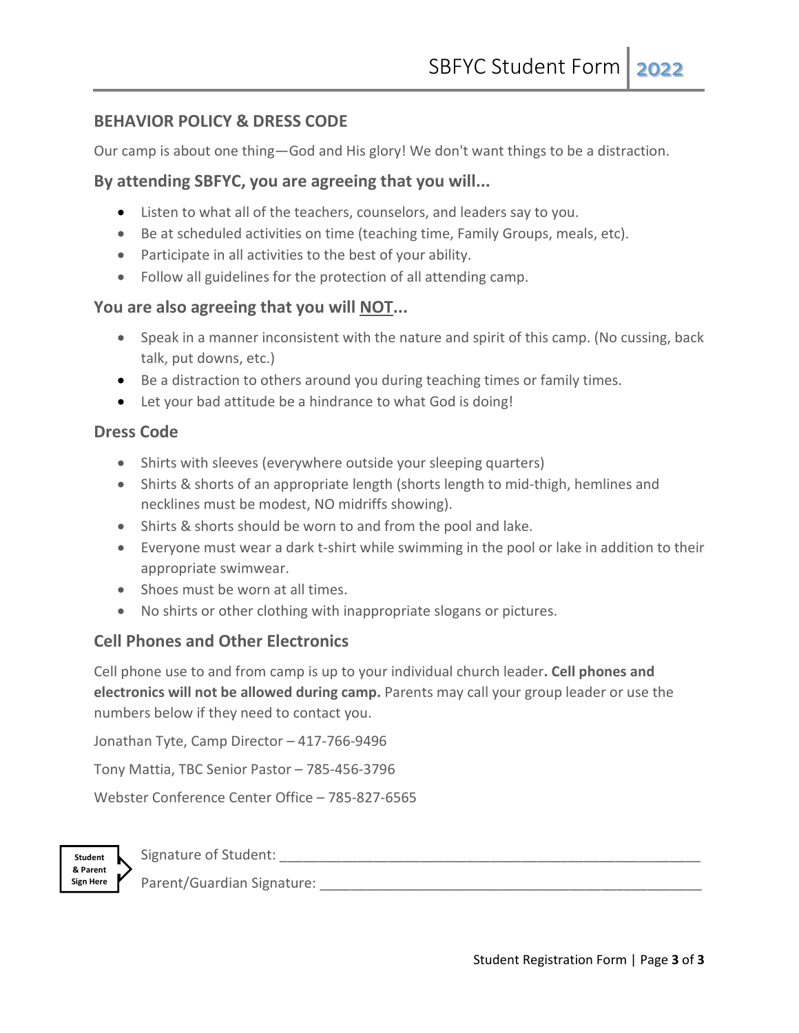## BEHAVIOR POLICY & DRESS CODE

Our camp is about one thing—God and His glory! We don't want things to be a distraction.

### By attending SBFYC, you are agreeing that you will...

- Listen to what all of the teachers, counselors, and leaders say to you.
- Be at scheduled activities on time (teaching time, Family Groups, meals, etc).
- Participate in all activities to the best of your ability.
- Follow all guidelines for the protection of all attending camp.

### You are also agreeing that you will NOT...

- Speak in a manner inconsistent with the nature and spirit of this camp. (No cussing, back talk, put downs, etc.)
- Be a distraction to others around you during teaching times or family times.
- Let your bad attitude be a hindrance to what God is doing!

### Dress Code

- Shirts with sleeves (everywhere outside your sleeping quarters)
- Shirts & shorts of an appropriate length (shorts length to mid-thigh, hemlines and necklines must be modest, NO midriffs showing).
- Shirts & shorts should be worn to and from the pool and lake.
- Everyone must wear a dark t-shirt while swimming in the pool or lake in addition to their appropriate swimwear.
- Shoes must be worn at all times.
- No shirts or other clothing with inappropriate slogans or pictures.

### Cell Phones and Other Electronics

Cell phone use to and from camp is up to your individual church leader**. Cell phones and electronics will not be allowed during camp.** Parents may call your group leader or use the numbers below if they need to contact you.

Jonathan Tyte, Camp Director – 417-766-9496

Tony Mattia, TBC Senior Pastor – 785-456-3796

Webster Conference Center Office – 785-827-6565

**Student & Parent Sign Here**

Signature of Student: ______________________________________________________

Parent/Guardian Signature: __________________________________________________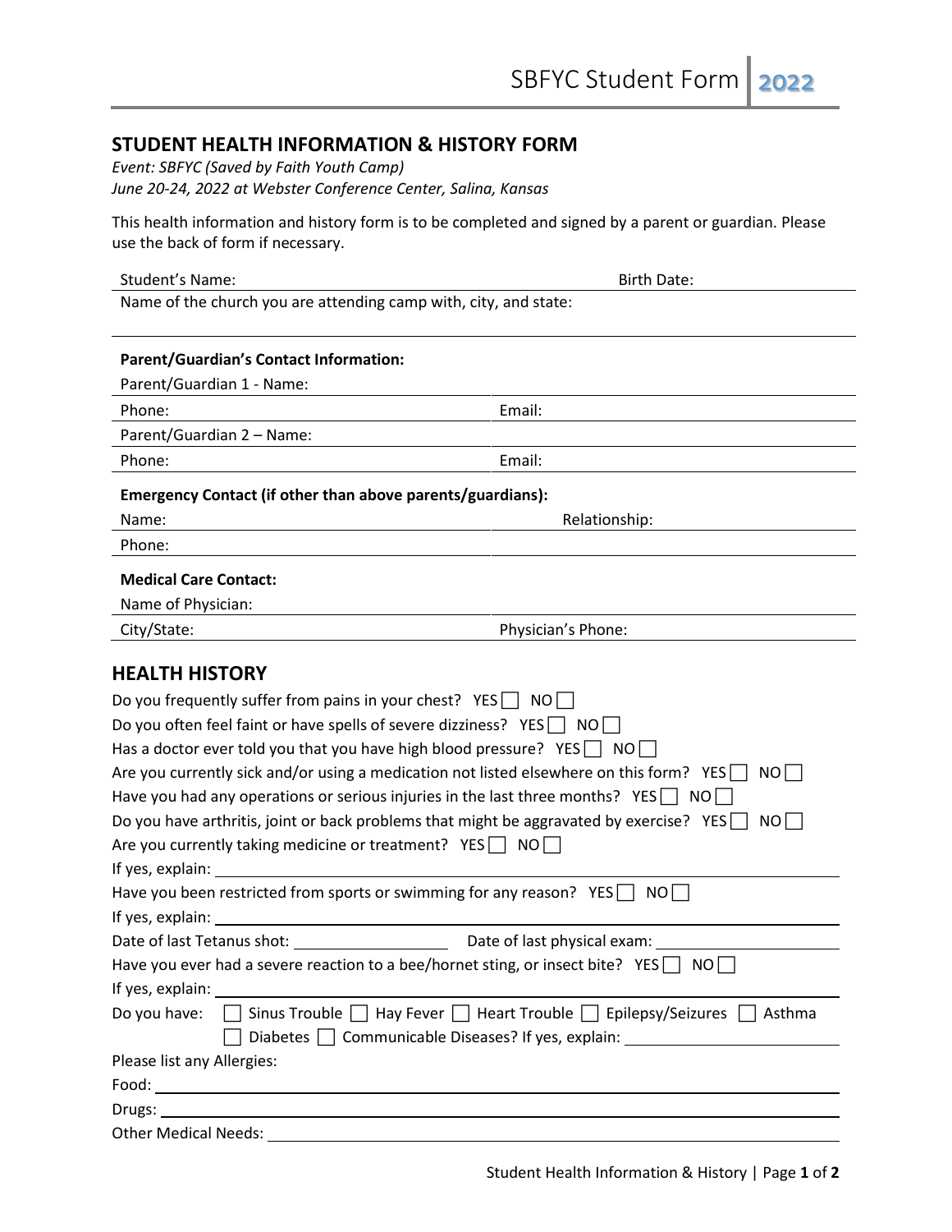## STUDENT HEALTH INFORMATION & HISTORY FORM

*Event: SBFYC (Saved by Faith Youth Camp)*
*June 20-24, 2022 at Webster Conference Center, Salina, Kansas*

This health information and history form is to be completed and signed by a parent or guardian. Please use the back of form if necessary.

Student's Name: ______________________ Birth Date: ______________

Name of the church you are attending camp with, city, and state: ______________________

**Parent/Guardian's Contact Information:**

Parent/Guardian 1 - Name: ______________________

Phone: ______________ Email: ______________

Parent/Guardian 2 – Name: ______________________

Phone: ______________ Email: ______________

**Emergency Contact (if other than above parents/guardians):**

Name: ______________ Relationship: ______________

Phone: ______________

**Medical Care Contact:**

Name of Physician: ______________________

City/State: ______________ Physician's Phone: ______________

## HEALTH HISTORY

Do you frequently suffer from pains in your chest? YES ☐ NO ☐

Do you often feel faint or have spells of severe dizziness? YES ☐ NO ☐

Has a doctor ever told you that you have high blood pressure? YES ☐ NO ☐

Are you currently sick and/or using a medication not listed elsewhere on this form? YES ☐ NO ☐

Have you had any operations or serious injuries in the last three months? YES ☐ NO ☐

Do you have arthritis, joint or back problems that might be aggravated by exercise? YES ☐ NO ☐

Are you currently taking medicine or treatment? YES ☐ NO ☐

If yes, explain: ______________________

Have you been restricted from sports or swimming for any reason? YES ☐ NO ☐

If yes, explain: ______________________

Date of last Tetanus shot: ______________ Date of last physical exam: ______________

Have you ever had a severe reaction to a bee/hornet sting, or insect bite? YES ☐ NO ☐

If yes, explain: ______________________

Do you have: ☐ Sinus Trouble ☐ Hay Fever ☐ Heart Trouble ☐ Epilepsy/Seizures ☐ Asthma ☐ Diabetes ☐ Communicable Diseases? If yes, explain: ______________

Please list any Allergies:

Food: ______________________

Drugs: ______________________

Other Medical Needs: ______________________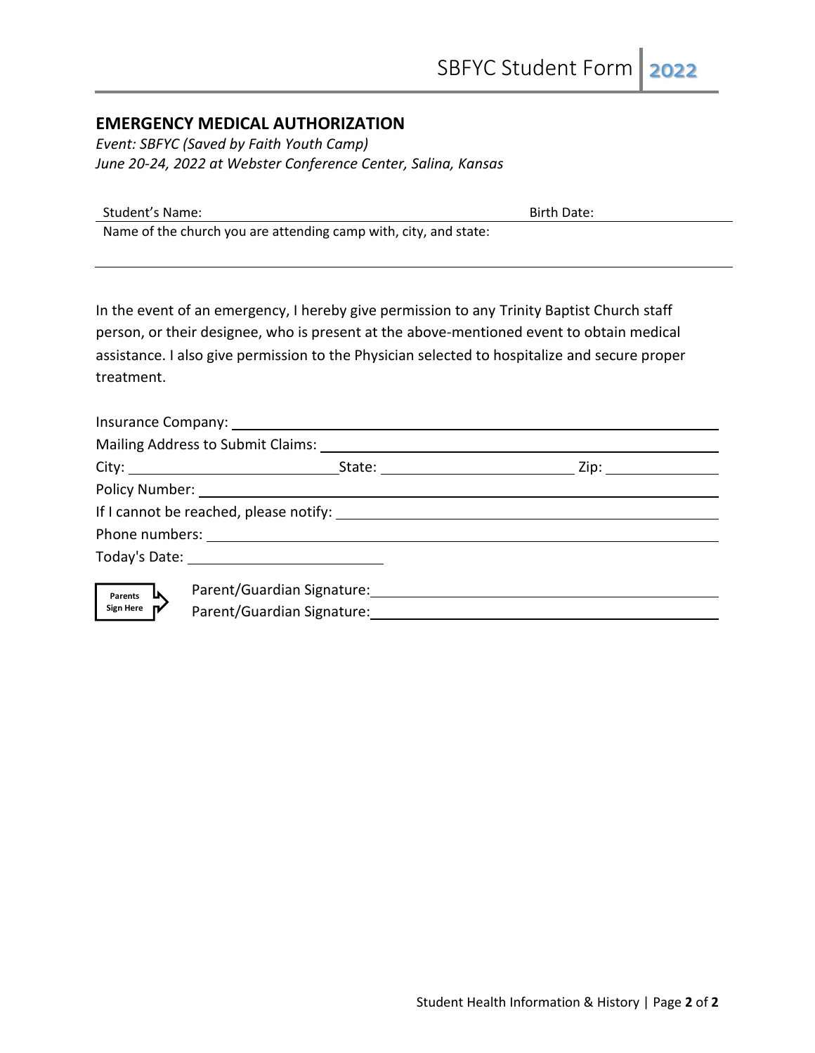## EMERGENCY MEDICAL AUTHORIZATION

*Event: SBFYC (Saved by Faith Youth Camp)*
*June 20-24, 2022 at Webster Conference Center, Salina, Kansas*

Student's Name: ______________________ Birth Date: ______________________

Name of the church you are attending camp with, city, and state: ______________________

In the event of an emergency, I hereby give permission to any Trinity Baptist Church staff person, or their designee, who is present at the above-mentioned event to obtain medical assistance. I also give permission to the Physician selected to hospitalize and secure proper treatment.

Insurance Company: ______________________

Mailing Address to Submit Claims: ______________________

City: ______________________ State: ______________________ Zip: ______________________

Policy Number: ______________________

If I cannot be reached, please notify: ______________________

Phone numbers: ______________________

Today's Date: ______________________

**Parents Sign Here**

Parent/Guardian Signature: ______________________

Parent/Guardian Signature: ______________________